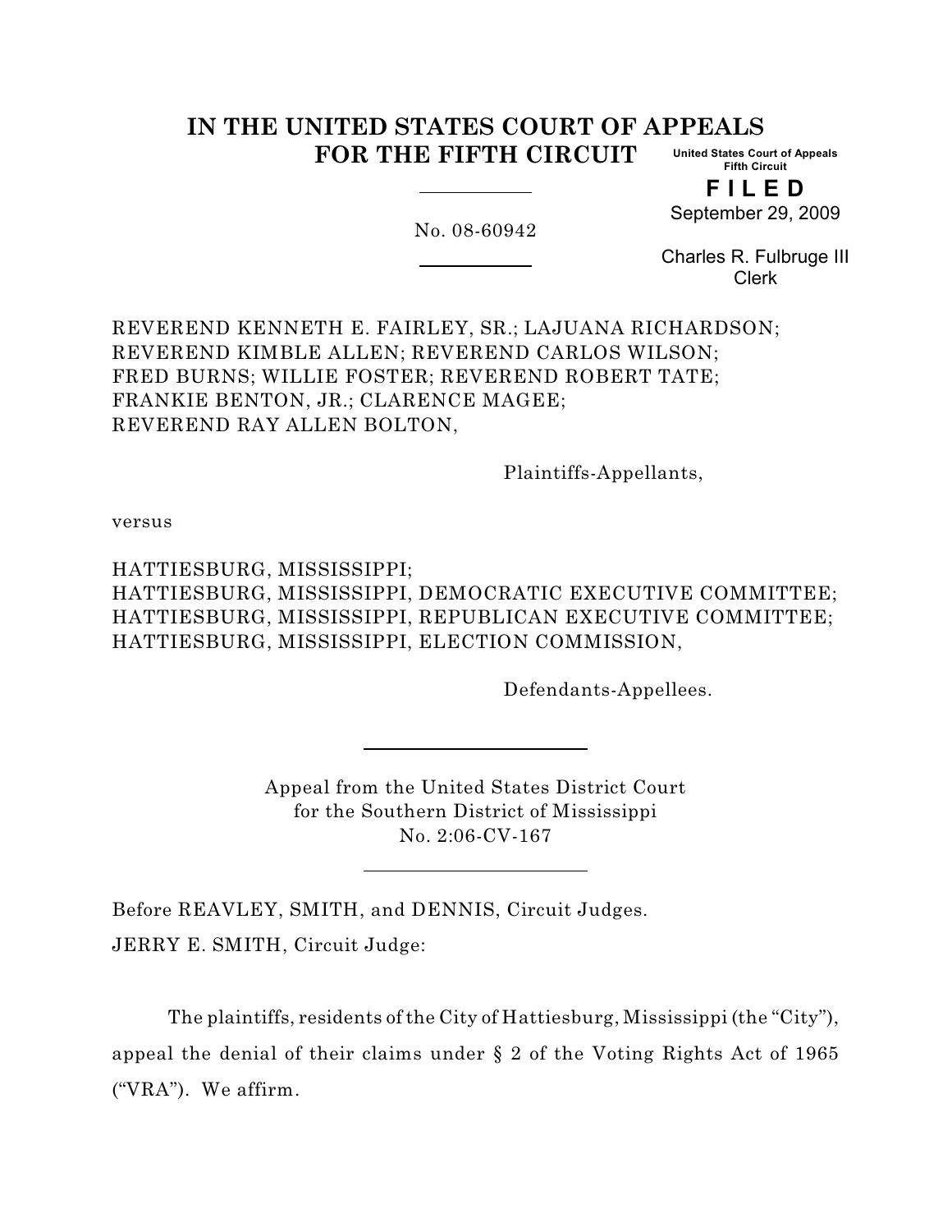# IN THE UNITED STATES COURT OF APPEALS FOR THE FIFTH CIRCUIT

United States Court of Appeals
Fifth Circuit

**F I L E D**

September 29, 2009

Charles R. Fulbruge III
Clerk

No. 08-60942

REVEREND KENNETH E. FAIRLEY, SR.; LAJUANA RICHARDSON; REVEREND KIMBLE ALLEN; REVEREND CARLOS WILSON; FRED BURNS; WILLIE FOSTER; REVEREND ROBERT TATE; FRANKIE BENTON, JR.; CLARENCE MAGEE; REVEREND RAY ALLEN BOLTON,

Plaintiffs-Appellants,

versus

HATTIESBURG, MISSISSIPPI;
HATTIESBURG, MISSISSIPPI, DEMOCRATIC EXECUTIVE COMMITTEE;
HATTIESBURG, MISSISSIPPI, REPUBLICAN EXECUTIVE COMMITTEE;
HATTIESBURG, MISSISSIPPI, ELECTION COMMISSION,

Defendants-Appellees.

Appeal from the United States District Court
for the Southern District of Mississippi
No. 2:06-CV-167

Before REAVLEY, SMITH, and DENNIS, Circuit Judges.

JERRY E. SMITH, Circuit Judge:

The plaintiffs, residents of the City of Hattiesburg, Mississippi (the "City"), appeal the denial of their claims under § 2 of the Voting Rights Act of 1965 ("VRA"). We affirm.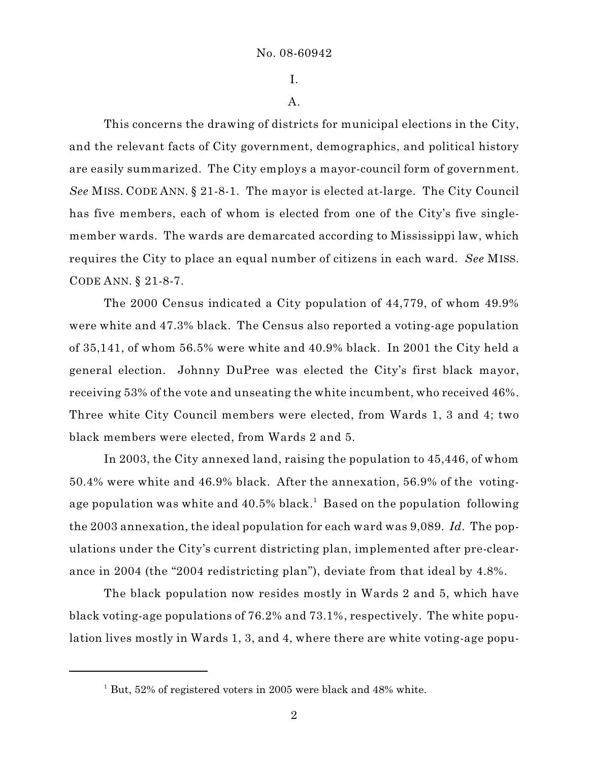# I.

## A.

This concerns the drawing of districts for municipal elections in the City, and the relevant facts of City government, demographics, and political history are easily summarized. The City employs a mayor-council form of government. *See* MISS. CODE ANN. § 21-8-1. The mayor is elected at-large. The City Council has five members, each of whom is elected from one of the City's five single-member wards. The wards are demarcated according to Mississippi law, which requires the City to place an equal number of citizens in each ward. *See* MISS. CODE ANN. § 21-8-7.

The 2000 Census indicated a City population of 44,779, of whom 49.9% were white and 47.3% black. The Census also reported a voting-age population of 35,141, of whom 56.5% were white and 40.9% black. In 2001 the City held a general election. Johnny DuPree was elected the City's first black mayor, receiving 53% of the vote and unseating the white incumbent, who received 46%. Three white City Council members were elected, from Wards 1, 3 and 4; two black members were elected, from Wards 2 and 5.

In 2003, the City annexed land, raising the population to 45,446, of whom 50.4% were white and 46.9% black. After the annexation, 56.9% of the voting-age population was white and 40.5% black.[1] Based on the population following the 2003 annexation, the ideal population for each ward was 9,089. *Id*. The populations under the City's current districting plan, implemented after pre-clearance in 2004 (the "2004 redistricting plan"), deviate from that ideal by 4.8%.

The black population now resides mostly in Wards 2 and 5, which have black voting-age populations of 76.2% and 73.1%, respectively. The white population lives mostly in Wards 1, 3, and 4, where there are white voting-age popu-

---

[1] But, 52% of registered voters in 2005 were black and 48% white.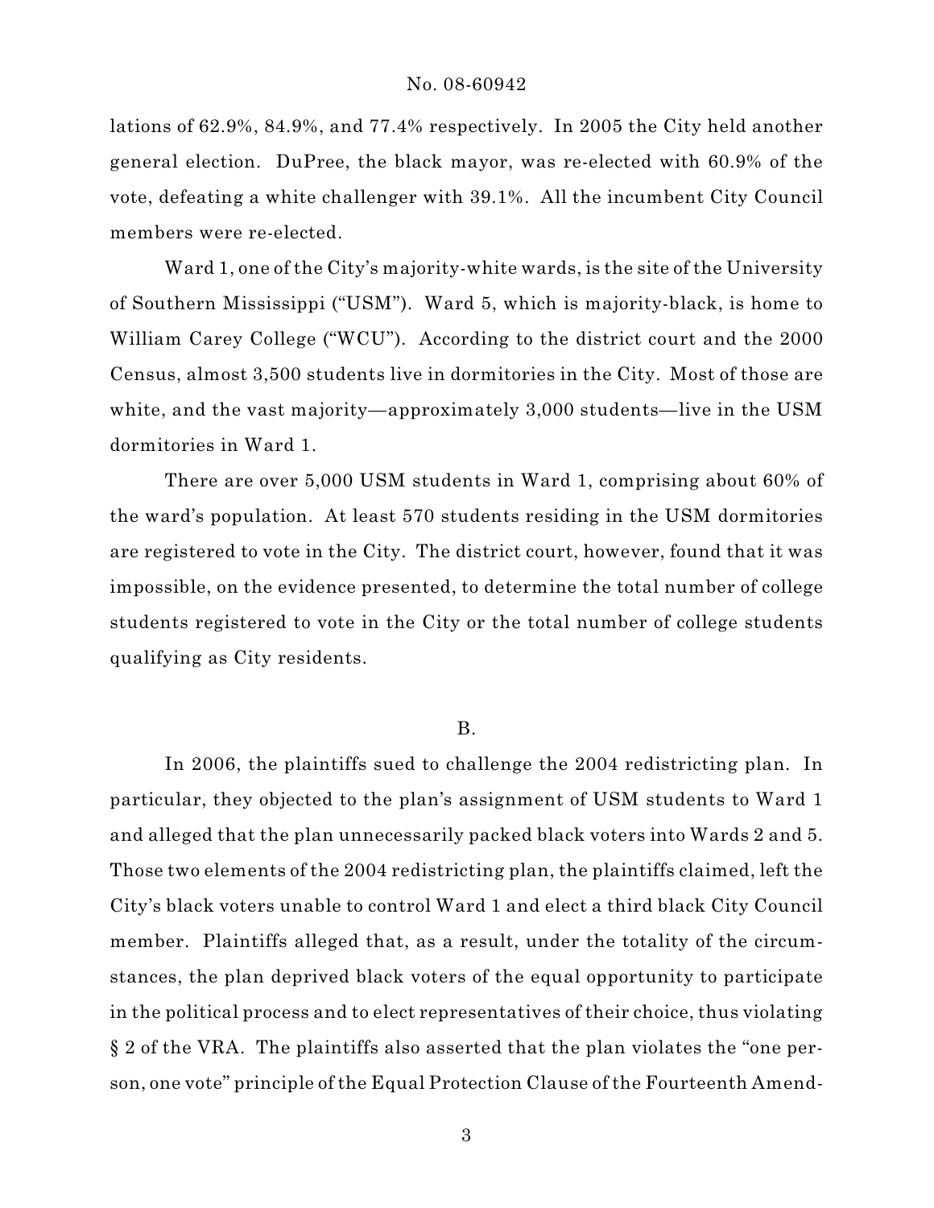lations of 62.9%, 84.9%, and 77.4% respectively. In 2005 the City held another general election. DuPree, the black mayor, was re-elected with 60.9% of the vote, defeating a white challenger with 39.1%. All the incumbent City Council members were re-elected.

Ward 1, one of the City's majority-white wards, is the site of the University of Southern Mississippi ("USM"). Ward 5, which is majority-black, is home to William Carey College ("WCU"). According to the district court and the 2000 Census, almost 3,500 students live in dormitories in the City. Most of those are white, and the vast majority—approximately 3,000 students—live in the USM dormitories in Ward 1.

There are over 5,000 USM students in Ward 1, comprising about 60% of the ward's population. At least 570 students residing in the USM dormitories are registered to vote in the City. The district court, however, found that it was impossible, on the evidence presented, to determine the total number of college students registered to vote in the City or the total number of college students qualifying as City residents.

## B.

In 2006, the plaintiffs sued to challenge the 2004 redistricting plan. In particular, they objected to the plan's assignment of USM students to Ward 1 and alleged that the plan unnecessarily packed black voters into Wards 2 and 5. Those two elements of the 2004 redistricting plan, the plaintiffs claimed, left the City's black voters unable to control Ward 1 and elect a third black City Council member. Plaintiffs alleged that, as a result, under the totality of the circumstances, the plan deprived black voters of the equal opportunity to participate in the political process and to elect representatives of their choice, thus violating § 2 of the VRA. The plaintiffs also asserted that the plan violates the "one person, one vote" principle of the Equal Protection Clause of the Fourteenth Amend-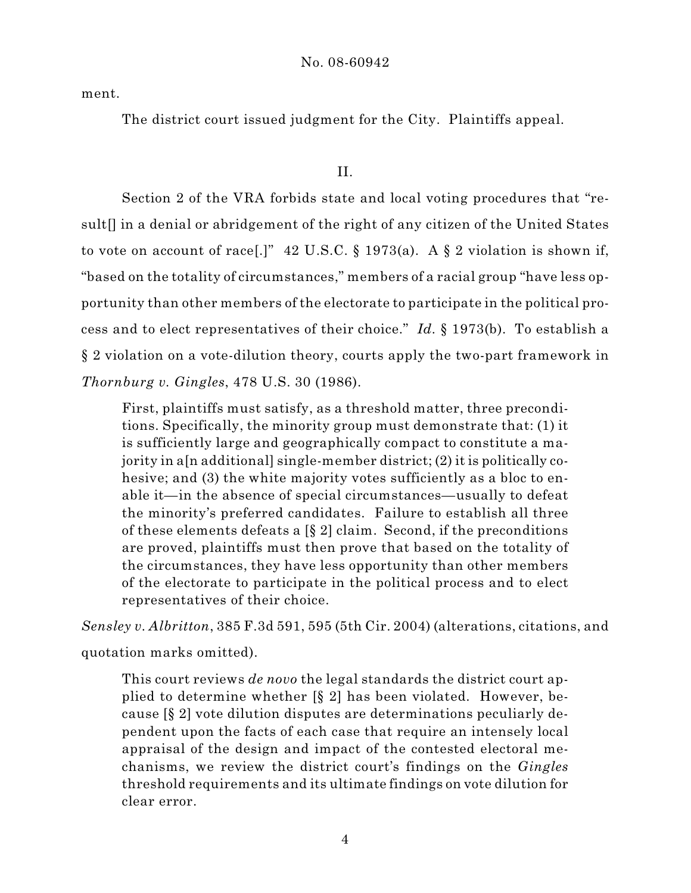ment.

The district court issued judgment for the City. Plaintiffs appeal.

## II.

Section 2 of the VRA forbids state and local voting procedures that "result[] in a denial or abridgement of the right of any citizen of the United States to vote on account of race[.]" 42 U.S.C. § 1973(a). A § 2 violation is shown if, "based on the totality of circumstances," members of a racial group "have less opportunity than other members of the electorate to participate in the political process and to elect representatives of their choice." *Id.* § 1973(b). To establish a § 2 violation on a vote-dilution theory, courts apply the two-part framework in *Thornburg v. Gingles*, 478 U.S. 30 (1986).

> First, plaintiffs must satisfy, as a threshold matter, three preconditions. Specifically, the minority group must demonstrate that: (1) it is sufficiently large and geographically compact to constitute a majority in a[n additional] single-member district; (2) it is politically cohesive; and (3) the white majority votes sufficiently as a bloc to enable it—in the absence of special circumstances—usually to defeat the minority's preferred candidates. Failure to establish all three of these elements defeats a [§ 2] claim. Second, if the preconditions are proved, plaintiffs must then prove that based on the totality of the circumstances, they have less opportunity than other members of the electorate to participate in the political process and to elect representatives of their choice.

*Sensley v. Albritton*, 385 F.3d 591, 595 (5th Cir. 2004) (alterations, citations, and quotation marks omitted).

> This court reviews *de novo* the legal standards the district court applied to determine whether [§ 2] has been violated. However, because [§ 2] vote dilution disputes are determinations peculiarly dependent upon the facts of each case that require an intensely local appraisal of the design and impact of the contested electoral mechanisms, we review the district court's findings on the *Gingles* threshold requirements and its ultimate findings on vote dilution for clear error.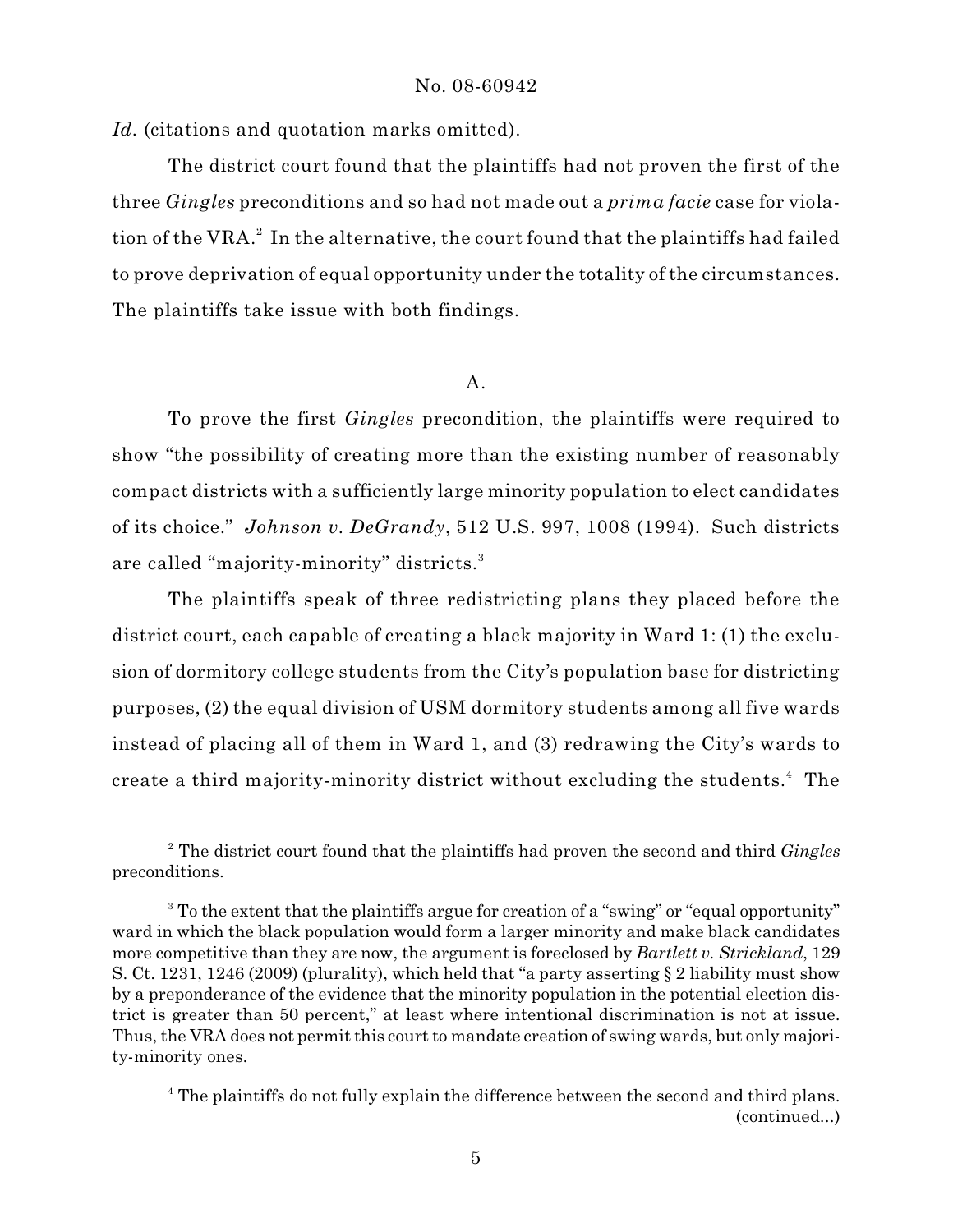*Id.* (citations and quotation marks omitted).

The district court found that the plaintiffs had not proven the first of the three *Gingles* preconditions and so had not made out a *prima facie* case for violation of the VRA.[2] In the alternative, the court found that the plaintiffs had failed to prove deprivation of equal opportunity under the totality of the circumstances. The plaintiffs take issue with both findings.

## A.

To prove the first *Gingles* precondition, the plaintiffs were required to show "the possibility of creating more than the existing number of reasonably compact districts with a sufficiently large minority population to elect candidates of its choice." *Johnson v. DeGrandy*, 512 U.S. 997, 1008 (1994). Such districts are called "majority-minority" districts.[3]

The plaintiffs speak of three redistricting plans they placed before the district court, each capable of creating a black majority in Ward 1: (1) the exclusion of dormitory college students from the City's population base for districting purposes, (2) the equal division of USM dormitory students among all five wards instead of placing all of them in Ward 1, and (3) redrawing the City's wards to create a third majority-minority district without excluding the students.[4] The

---

[2] The district court found that the plaintiffs had proven the second and third *Gingles* preconditions.

[3] To the extent that the plaintiffs argue for creation of a "swing" or "equal opportunity" ward in which the black population would form a larger minority and make black candidates more competitive than they are now, the argument is foreclosed by *Bartlett v. Strickland*, 129 S. Ct. 1231, 1246 (2009) (plurality), which held that "a party asserting § 2 liability must show by a preponderance of the evidence that the minority population in the potential election district is greater than 50 percent," at least where intentional discrimination is not at issue. Thus, the VRA does not permit this court to mandate creation of swing wards, but only majority-minority ones.

[4] The plaintiffs do not fully explain the difference between the second and third plans. (continued...)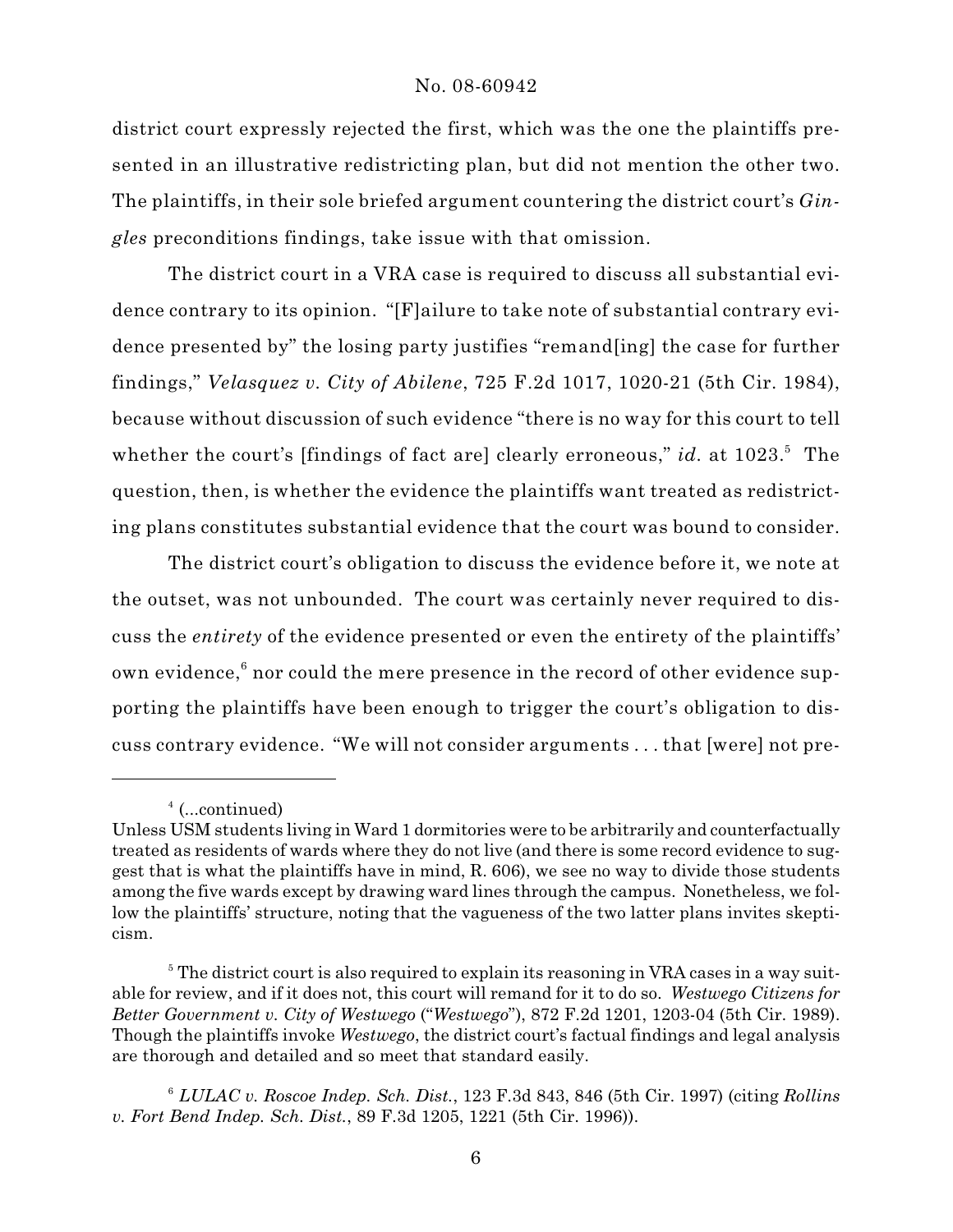district court expressly rejected the first, which was the one the plaintiffs presented in an illustrative redistricting plan, but did not mention the other two. The plaintiffs, in their sole briefed argument countering the district court's *Gingles* preconditions findings, take issue with that omission.

The district court in a VRA case is required to discuss all substantial evidence contrary to its opinion. "[F]ailure to take note of substantial contrary evidence presented by" the losing party justifies "remand[ing] the case for further findings," *Velasquez v. City of Abilene*, 725 F.2d 1017, 1020-21 (5th Cir. 1984), because without discussion of such evidence "there is no way for this court to tell whether the court's [findings of fact are] clearly erroneous," *id*. at 1023.[5] The question, then, is whether the evidence the plaintiffs want treated as redistricting plans constitutes substantial evidence that the court was bound to consider.

The district court's obligation to discuss the evidence before it, we note at the outset, was not unbounded. The court was certainly never required to discuss the *entirety* of the evidence presented or even the entirety of the plaintiffs' own evidence,[6] nor could the mere presence in the record of other evidence supporting the plaintiffs have been enough to trigger the court's obligation to discuss contrary evidence. "We will not consider arguments . . . that [were] not pre-

---

[4] (...continued)
Unless USM students living in Ward 1 dormitories were to be arbitrarily and counterfactually treated as residents of wards where they do not live (and there is some record evidence to suggest that is what the plaintiffs have in mind, R. 606), we see no way to divide those students among the five wards except by drawing ward lines through the campus. Nonetheless, we follow the plaintiffs' structure, noting that the vagueness of the two latter plans invites skepticism.

[5] The district court is also required to explain its reasoning in VRA cases in a way suitable for review, and if it does not, this court will remand for it to do so. *Westwego Citizens for Better Government v. City of Westwego* ("*Westwego*"), 872 F.2d 1201, 1203-04 (5th Cir. 1989). Though the plaintiffs invoke *Westwego*, the district court's factual findings and legal analysis are thorough and detailed and so meet that standard easily.

[6] *LULAC v. Roscoe Indep. Sch. Dist.*, 123 F.3d 843, 846 (5th Cir. 1997) (citing *Rollins v. Fort Bend Indep. Sch. Dist.*, 89 F.3d 1205, 1221 (5th Cir. 1996)).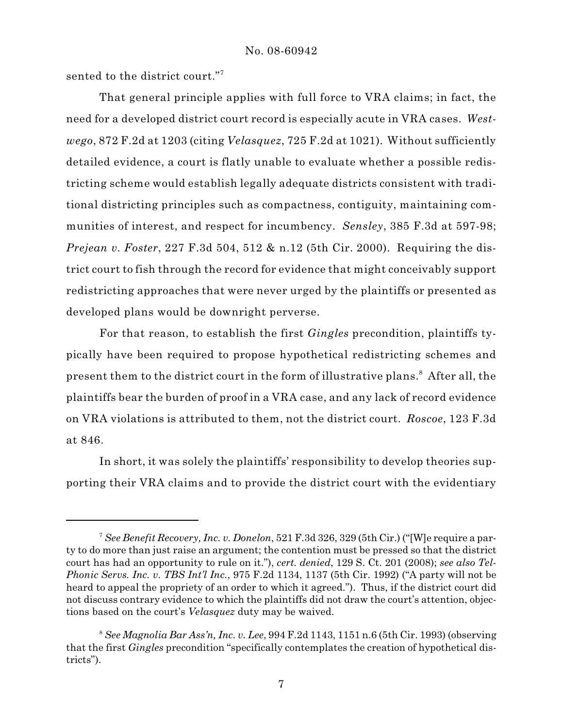sented to the district court."[7]

That general principle applies with full force to VRA claims; in fact, the need for a developed district court record is especially acute in VRA cases. *Westwego*, 872 F.2d at 1203 (citing *Velasquez*, 725 F.2d at 1021). Without sufficiently detailed evidence, a court is flatly unable to evaluate whether a possible redistricting scheme would establish legally adequate districts consistent with traditional districting principles such as compactness, contiguity, maintaining communities of interest, and respect for incumbency. *Sensley*, 385 F.3d at 597-98; *Prejean v. Foster*, 227 F.3d 504, 512 & n.12 (5th Cir. 2000). Requiring the district court to fish through the record for evidence that might conceivably support redistricting approaches that were never urged by the plaintiffs or presented as developed plans would be downright perverse.

For that reason, to establish the first *Gingles* precondition, plaintiffs typically have been required to propose hypothetical redistricting schemes and present them to the district court in the form of illustrative plans.[8] After all, the plaintiffs bear the burden of proof in a VRA case, and any lack of record evidence on VRA violations is attributed to them, not the district court. *Roscoe*, 123 F.3d at 846.

In short, it was solely the plaintiffs' responsibility to develop theories supporting their VRA claims and to provide the district court with the evidentiary

---

[7] *See Benefit Recovery, Inc. v. Donelon*, 521 F.3d 326, 329 (5th Cir.) ("[W]e require a party to do more than just raise an argument; the contention must be pressed so that the district court has had an opportunity to rule on it."), *cert. denied*, 129 S. Ct. 201 (2008); *see also Tel-Phonic Servs. Inc. v. TBS Int'l Inc.*, 975 F.2d 1134, 1137 (5th Cir. 1992) ("A party will not be heard to appeal the propriety of an order to which it agreed."). Thus, if the district court did not discuss contrary evidence to which the plaintiffs did not draw the court's attention, objections based on the court's *Velasquez* duty may be waived.

[8] *See Magnolia Bar Ass'n, Inc. v. Lee*, 994 F.2d 1143, 1151 n.6 (5th Cir. 1993) (observing that the first *Gingles* precondition "specifically contemplates the creation of hypothetical districts").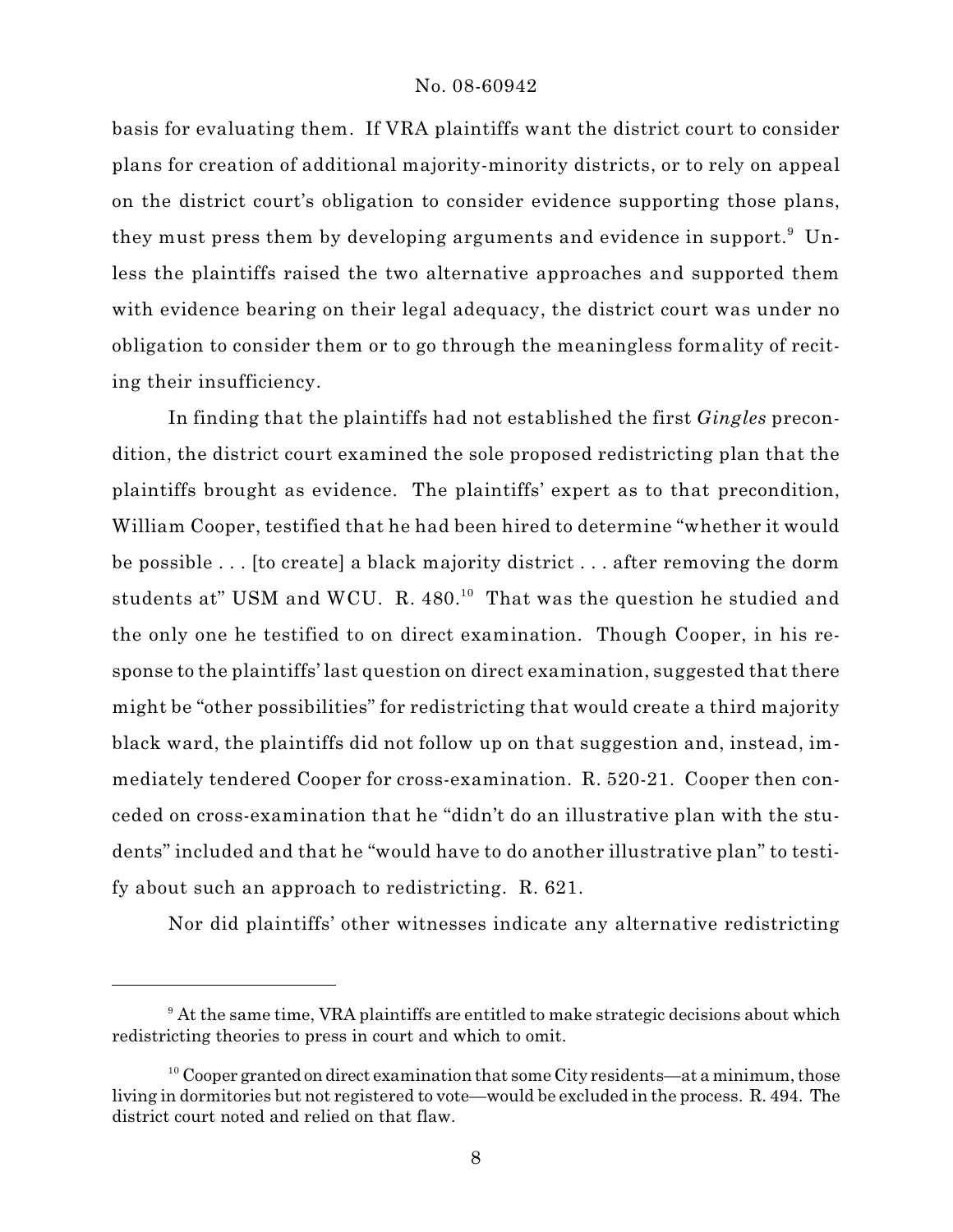basis for evaluating them. If VRA plaintiffs want the district court to consider plans for creation of additional majority-minority districts, or to rely on appeal on the district court's obligation to consider evidence supporting those plans, they must press them by developing arguments and evidence in support.[9] Unless the plaintiffs raised the two alternative approaches and supported them with evidence bearing on their legal adequacy, the district court was under no obligation to consider them or to go through the meaningless formality of reciting their insufficiency.

In finding that the plaintiffs had not established the first *Gingles* precondition, the district court examined the sole proposed redistricting plan that the plaintiffs brought as evidence. The plaintiffs' expert as to that precondition, William Cooper, testified that he had been hired to determine "whether it would be possible . . . [to create] a black majority district . . . after removing the dorm students at" USM and WCU. R. 480.[10] That was the question he studied and the only one he testified to on direct examination. Though Cooper, in his response to the plaintiffs' last question on direct examination, suggested that there might be "other possibilities" for redistricting that would create a third majority black ward, the plaintiffs did not follow up on that suggestion and, instead, immediately tendered Cooper for cross-examination. R. 520-21. Cooper then conceded on cross-examination that he "didn't do an illustrative plan with the students" included and that he "would have to do another illustrative plan" to testify about such an approach to redistricting. R. 621.

Nor did plaintiffs' other witnesses indicate any alternative redistricting

---

[9] At the same time, VRA plaintiffs are entitled to make strategic decisions about which redistricting theories to press in court and which to omit.

[10] Cooper granted on direct examination that some City residents—at a minimum, those living in dormitories but not registered to vote—would be excluded in the process. R. 494. The district court noted and relied on that flaw.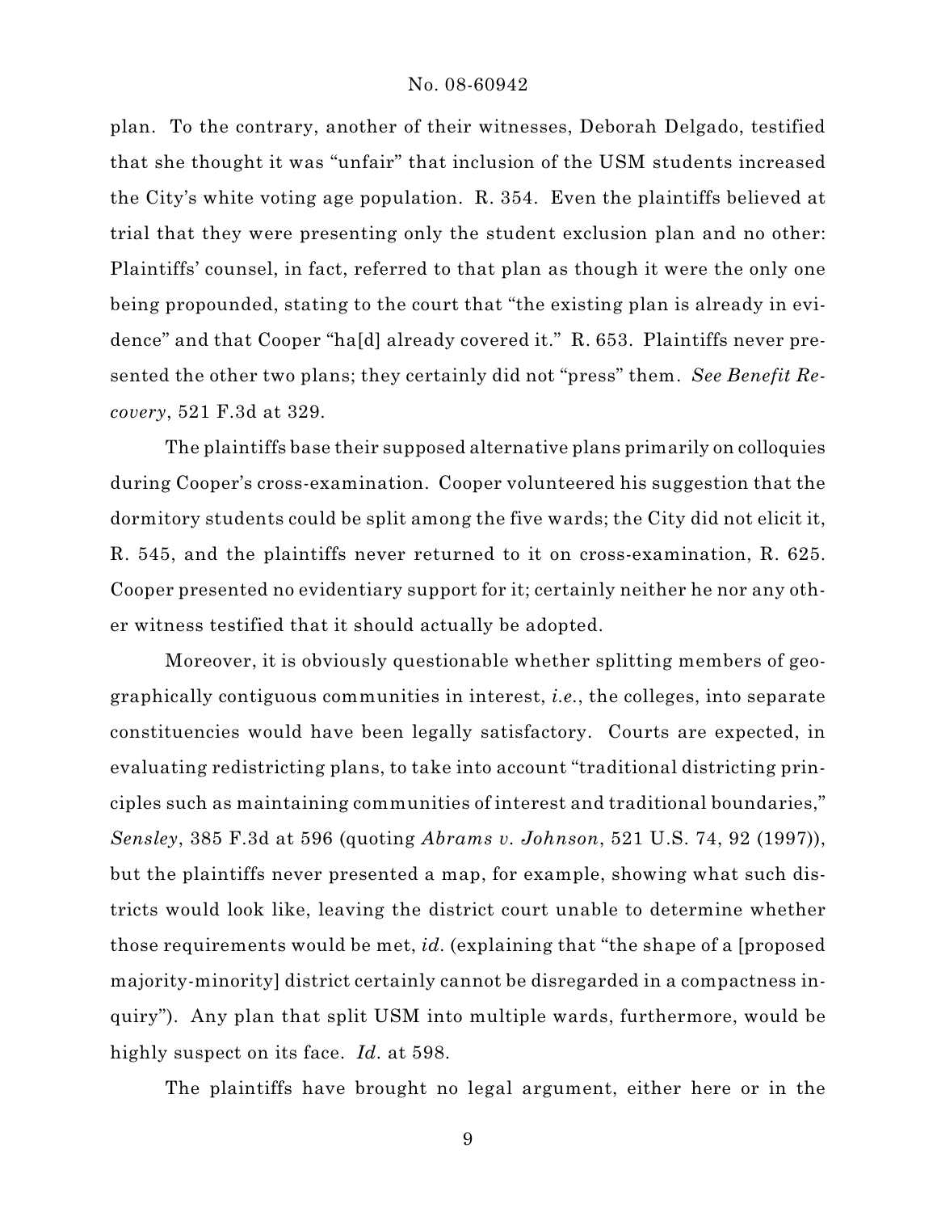plan. To the contrary, another of their witnesses, Deborah Delgado, testified that she thought it was "unfair" that inclusion of the USM students increased the City's white voting age population. R. 354. Even the plaintiffs believed at trial that they were presenting only the student exclusion plan and no other: Plaintiffs' counsel, in fact, referred to that plan as though it were the only one being propounded, stating to the court that "the existing plan is already in evidence" and that Cooper "ha[d] already covered it." R. 653. Plaintiffs never presented the other two plans; they certainly did not "press" them. *See Benefit Recovery*, 521 F.3d at 329.

The plaintiffs base their supposed alternative plans primarily on colloquies during Cooper's cross-examination. Cooper volunteered his suggestion that the dormitory students could be split among the five wards; the City did not elicit it, R. 545, and the plaintiffs never returned to it on cross-examination, R. 625. Cooper presented no evidentiary support for it; certainly neither he nor any other witness testified that it should actually be adopted.

Moreover, it is obviously questionable whether splitting members of geographically contiguous communities in interest, *i.e.*, the colleges, into separate constituencies would have been legally satisfactory. Courts are expected, in evaluating redistricting plans, to take into account "traditional districting principles such as maintaining communities of interest and traditional boundaries," *Sensley*, 385 F.3d at 596 (quoting *Abrams v. Johnson*, 521 U.S. 74, 92 (1997)), but the plaintiffs never presented a map, for example, showing what such districts would look like, leaving the district court unable to determine whether those requirements would be met, *id*. (explaining that "the shape of a [proposed majority-minority] district certainly cannot be disregarded in a compactness inquiry"). Any plan that split USM into multiple wards, furthermore, would be highly suspect on its face. *Id*. at 598.

The plaintiffs have brought no legal argument, either here or in the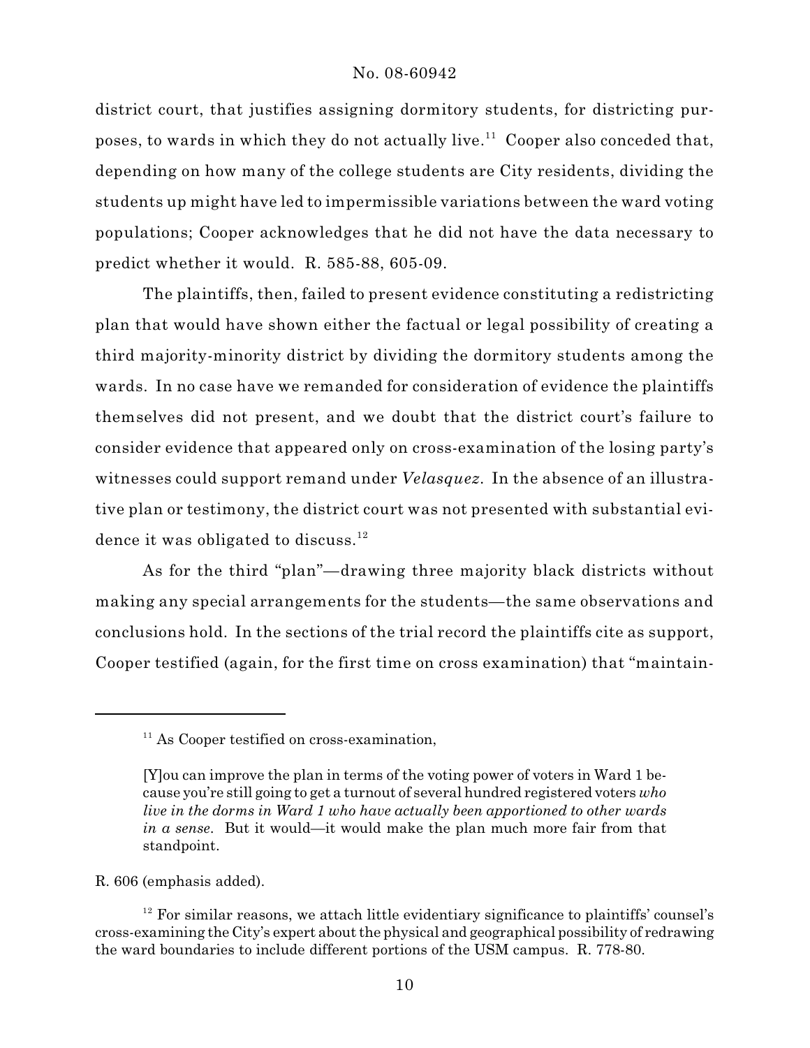district court, that justifies assigning dormitory students, for districting purposes, to wards in which they do not actually live.[11] Cooper also conceded that, depending on how many of the college students are City residents, dividing the students up might have led to impermissible variations between the ward voting populations; Cooper acknowledges that he did not have the data necessary to predict whether it would. R. 585-88, 605-09.

The plaintiffs, then, failed to present evidence constituting a redistricting plan that would have shown either the factual or legal possibility of creating a third majority-minority district by dividing the dormitory students among the wards. In no case have we remanded for consideration of evidence the plaintiffs themselves did not present, and we doubt that the district court's failure to consider evidence that appeared only on cross-examination of the losing party's witnesses could support remand under *Velasquez*. In the absence of an illustrative plan or testimony, the district court was not presented with substantial evidence it was obligated to discuss.[12]

As for the third "plan"—drawing three majority black districts without making any special arrangements for the students—the same observations and conclusions hold. In the sections of the trial record the plaintiffs cite as support, Cooper testified (again, for the first time on cross examination) that "maintain-

---

[11] As Cooper testified on cross-examination,

> [Y]ou can improve the plan in terms of the voting power of voters in Ward 1 because you're still going to get a turnout of several hundred registered voters *who live in the dorms in Ward 1 who have actually been apportioned to other wards in a sense*. But it would—it would make the plan much more fair from that standpoint.

R. 606 (emphasis added).

[12] For similar reasons, we attach little evidentiary significance to plaintiffs' counsel's cross-examining the City's expert about the physical and geographical possibility of redrawing the ward boundaries to include different portions of the USM campus. R. 778-80.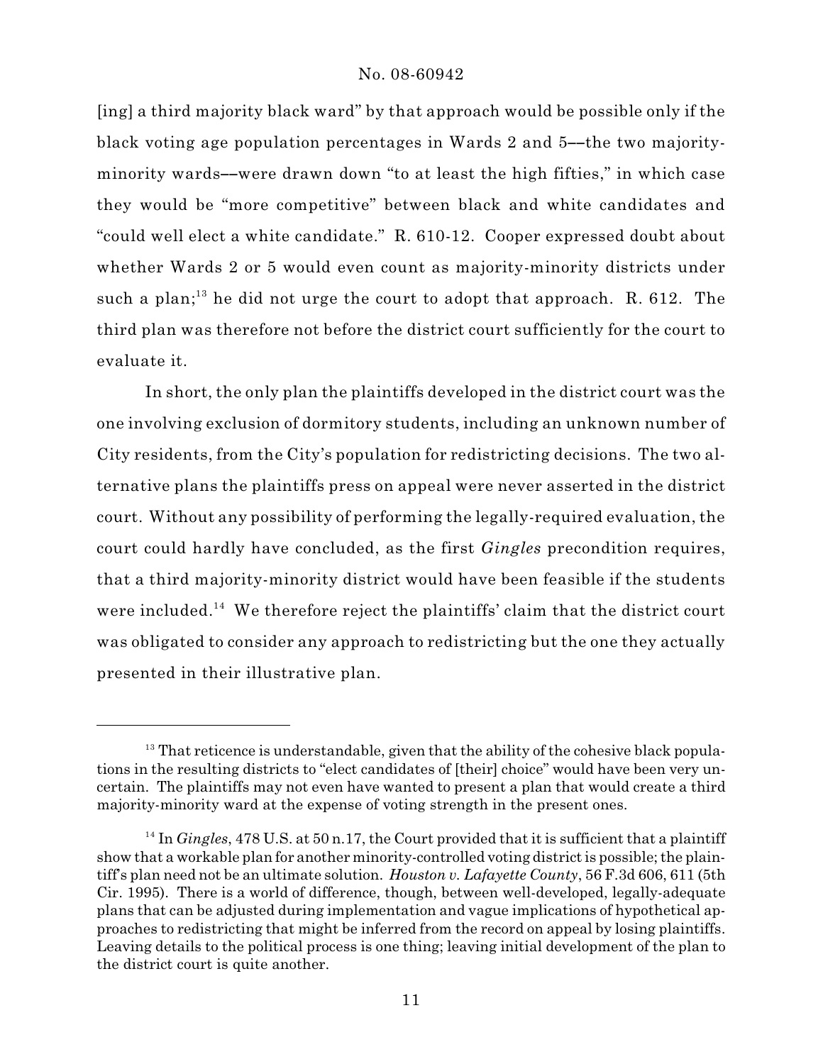[ing] a third majority black ward" by that approach would be possible only if the black voting age population percentages in Wards 2 and 5––the two majority-minority wards––were drawn down "to at least the high fifties," in which case they would be "more competitive" between black and white candidates and "could well elect a white candidate." R. 610-12. Cooper expressed doubt about whether Wards 2 or 5 would even count as majority-minority districts under such a plan;[13] he did not urge the court to adopt that approach. R. 612. The third plan was therefore not before the district court sufficiently for the court to evaluate it.

In short, the only plan the plaintiffs developed in the district court was the one involving exclusion of dormitory students, including an unknown number of City residents, from the City's population for redistricting decisions. The two alternative plans the plaintiffs press on appeal were never asserted in the district court. Without any possibility of performing the legally-required evaluation, the court could hardly have concluded, as the first *Gingles* precondition requires, that a third majority-minority district would have been feasible if the students were included.[14] We therefore reject the plaintiffs' claim that the district court was obligated to consider any approach to redistricting but the one they actually presented in their illustrative plan.

---

[13] That reticence is understandable, given that the ability of the cohesive black populations in the resulting districts to "elect candidates of [their] choice" would have been very uncertain. The plaintiffs may not even have wanted to present a plan that would create a third majority-minority ward at the expense of voting strength in the present ones.

[14] In *Gingles*, 478 U.S. at 50 n.17, the Court provided that it is sufficient that a plaintiff show that a workable plan for another minority-controlled voting district is possible; the plaintiff's plan need not be an ultimate solution. *Houston v. Lafayette County*, 56 F.3d 606, 611 (5th Cir. 1995). There is a world of difference, though, between well-developed, legally-adequate plans that can be adjusted during implementation and vague implications of hypothetical approaches to redistricting that might be inferred from the record on appeal by losing plaintiffs. Leaving details to the political process is one thing; leaving initial development of the plan to the district court is quite another.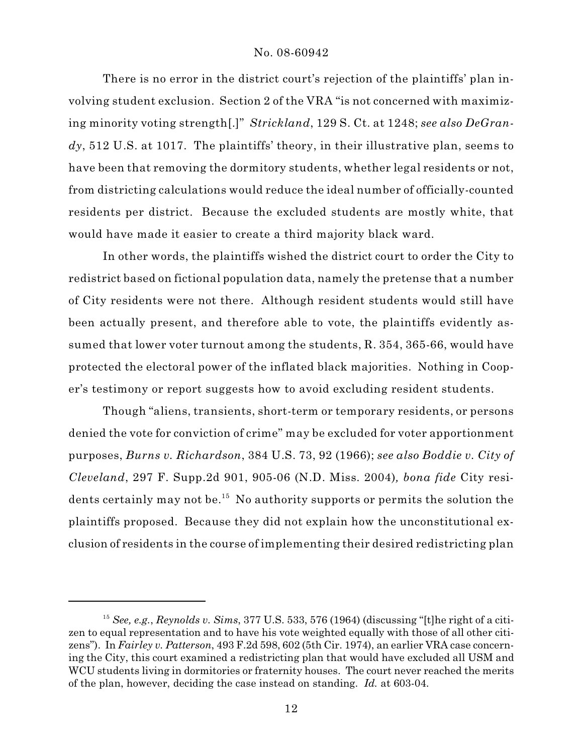There is no error in the district court's rejection of the plaintiffs' plan involving student exclusion. Section 2 of the VRA "is not concerned with maximizing minority voting strength[.]" *Strickland*, 129 S. Ct. at 1248; *see also DeGrandy*, 512 U.S. at 1017. The plaintiffs' theory, in their illustrative plan, seems to have been that removing the dormitory students, whether legal residents or not, from districting calculations would reduce the ideal number of officially-counted residents per district. Because the excluded students are mostly white, that would have made it easier to create a third majority black ward.

In other words, the plaintiffs wished the district court to order the City to redistrict based on fictional population data, namely the pretense that a number of City residents were not there. Although resident students would still have been actually present, and therefore able to vote, the plaintiffs evidently assumed that lower voter turnout among the students, R. 354, 365-66, would have protected the electoral power of the inflated black majorities. Nothing in Cooper's testimony or report suggests how to avoid excluding resident students.

Though "aliens, transients, short-term or temporary residents, or persons denied the vote for conviction of crime" may be excluded for voter apportionment purposes, *Burns v. Richardson*, 384 U.S. 73, 92 (1966); *see also Boddie v. City of Cleveland*, 297 F. Supp.2d 901, 905-06 (N.D. Miss. 2004), *bona fide* City residents certainly may not be.[15] No authority supports or permits the solution the plaintiffs proposed. Because they did not explain how the unconstitutional exclusion of residents in the course of implementing their desired redistricting plan

---

[15] *See, e.g.*, *Reynolds v. Sims*, 377 U.S. 533, 576 (1964) (discussing "[t]he right of a citizen to equal representation and to have his vote weighted equally with those of all other citizens"). In *Fairley v. Patterson*, 493 F.2d 598, 602 (5th Cir. 1974), an earlier VRA case concerning the City, this court examined a redistricting plan that would have excluded all USM and WCU students living in dormitories or fraternity houses. The court never reached the merits of the plan, however, deciding the case instead on standing. *Id.* at 603-04.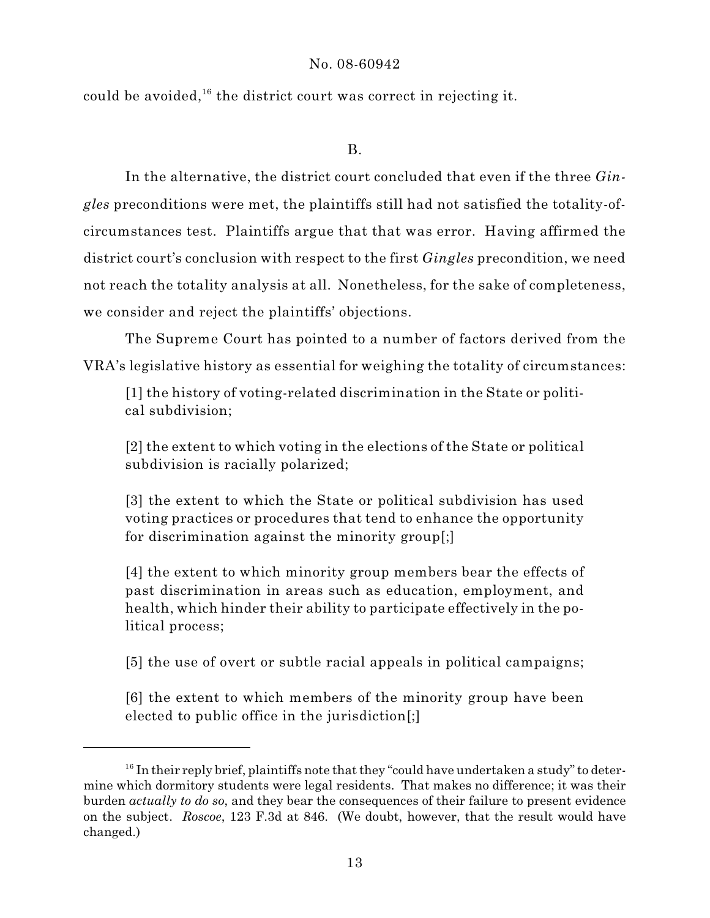could be avoided,[16] the district court was correct in rejecting it.

B.

In the alternative, the district court concluded that even if the three *Gingles* preconditions were met, the plaintiffs still had not satisfied the totality-of-circumstances test. Plaintiffs argue that that was error. Having affirmed the district court's conclusion with respect to the first *Gingles* precondition, we need not reach the totality analysis at all. Nonetheless, for the sake of completeness, we consider and reject the plaintiffs' objections.

The Supreme Court has pointed to a number of factors derived from the VRA's legislative history as essential for weighing the totality of circumstances:

> [1] the history of voting-related discrimination in the State or political subdivision;
>
> [2] the extent to which voting in the elections of the State or political subdivision is racially polarized;
>
> [3] the extent to which the State or political subdivision has used voting practices or procedures that tend to enhance the opportunity for discrimination against the minority group[;]
>
> [4] the extent to which minority group members bear the effects of past discrimination in areas such as education, employment, and health, which hinder their ability to participate effectively in the political process;
>
> [5] the use of overt or subtle racial appeals in political campaigns;
>
> [6] the extent to which members of the minority group have been elected to public office in the jurisdiction[;]

---

[16] In their reply brief, plaintiffs note that they "could have undertaken a study" to determine which dormitory students were legal residents. That makes no difference; it was their burden *actually to do so*, and they bear the consequences of their failure to present evidence on the subject. *Roscoe*, 123 F.3d at 846. (We doubt, however, that the result would have changed.)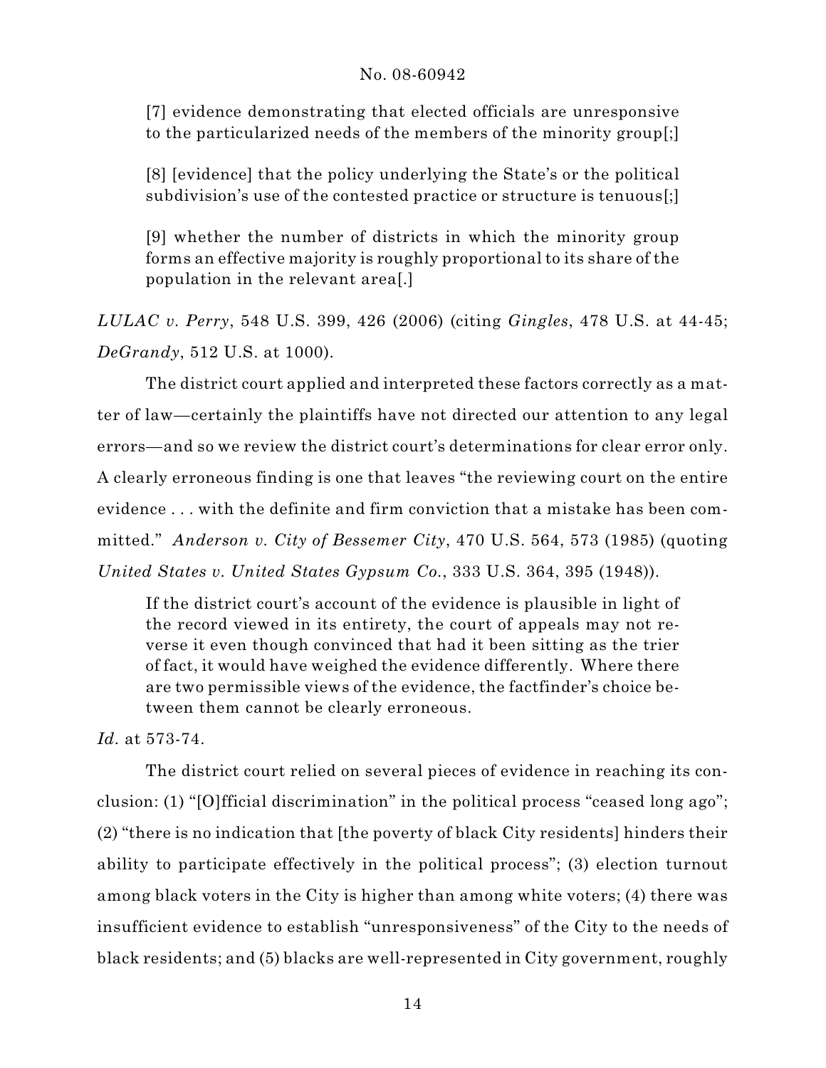> [7] evidence demonstrating that elected officials are unresponsive to the particularized needs of the members of the minority group[;]
>
> [8] [evidence] that the policy underlying the State's or the political subdivision's use of the contested practice or structure is tenuous[;]
>
> [9] whether the number of districts in which the minority group forms an effective majority is roughly proportional to its share of the population in the relevant area[.]

*LULAC v. Perry*, 548 U.S. 399, 426 (2006) (citing *Gingles*, 478 U.S. at 44-45; *DeGrandy*, 512 U.S. at 1000).

The district court applied and interpreted these factors correctly as a matter of law—certainly the plaintiffs have not directed our attention to any legal errors—and so we review the district court's determinations for clear error only. A clearly erroneous finding is one that leaves "the reviewing court on the entire evidence . . . with the definite and firm conviction that a mistake has been committed." *Anderson v. City of Bessemer City*, 470 U.S. 564, 573 (1985) (quoting *United States v. United States Gypsum Co.*, 333 U.S. 364, 395 (1948)).

> If the district court's account of the evidence is plausible in light of the record viewed in its entirety, the court of appeals may not reverse it even though convinced that had it been sitting as the trier of fact, it would have weighed the evidence differently. Where there are two permissible views of the evidence, the factfinder's choice between them cannot be clearly erroneous.

*Id.* at 573-74.

The district court relied on several pieces of evidence in reaching its conclusion: (1) "[O]fficial discrimination" in the political process "ceased long ago"; (2) "there is no indication that [the poverty of black City residents] hinders their ability to participate effectively in the political process"; (3) election turnout among black voters in the City is higher than among white voters; (4) there was insufficient evidence to establish "unresponsiveness" of the City to the needs of black residents; and (5) blacks are well-represented in City government, roughly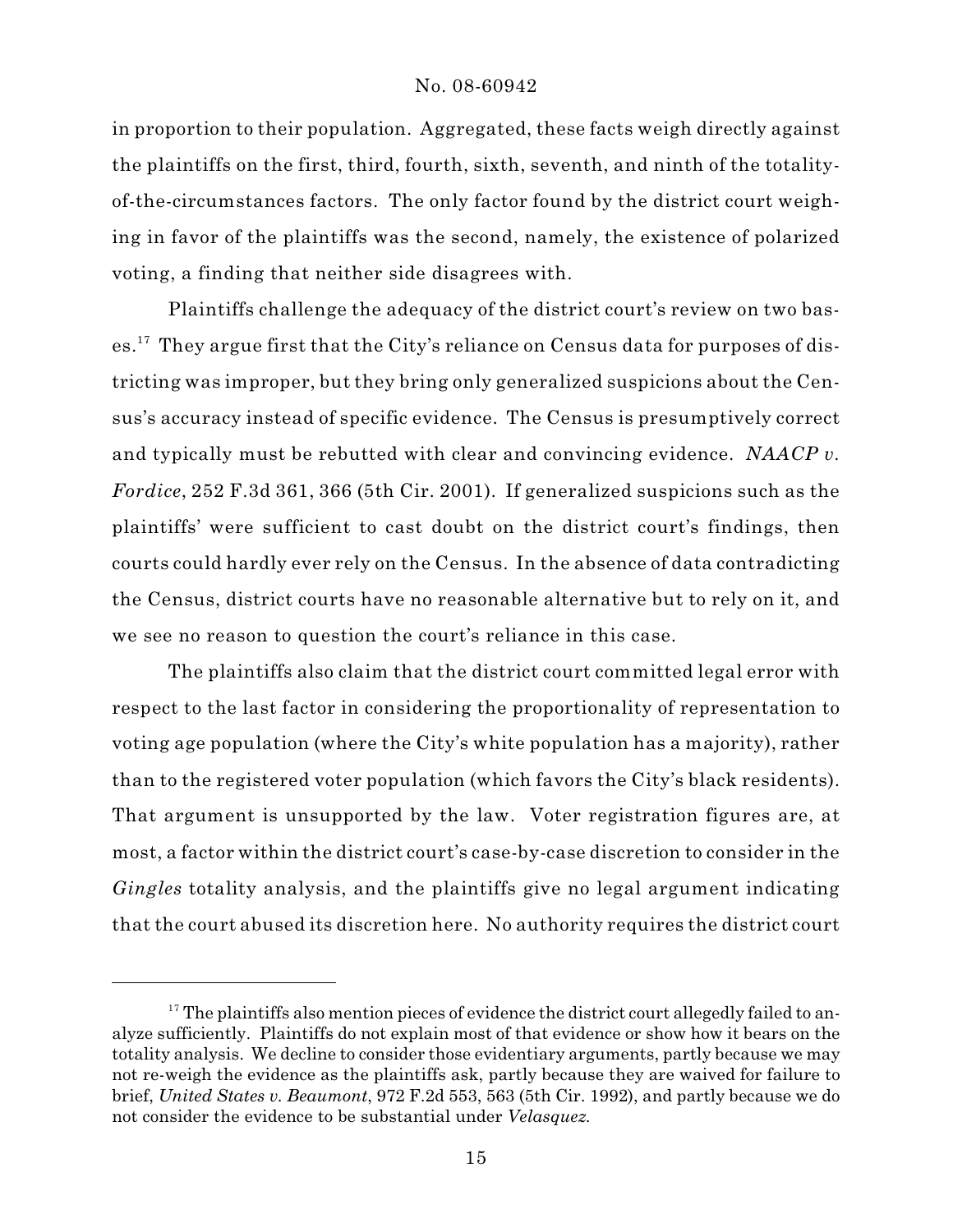in proportion to their population. Aggregated, these facts weigh directly against the plaintiffs on the first, third, fourth, sixth, seventh, and ninth of the totality-of-the-circumstances factors. The only factor found by the district court weighing in favor of the plaintiffs was the second, namely, the existence of polarized voting, a finding that neither side disagrees with.

Plaintiffs challenge the adequacy of the district court's review on two bases.[17] They argue first that the City's reliance on Census data for purposes of districting was improper, but they bring only generalized suspicions about the Census's accuracy instead of specific evidence. The Census is presumptively correct and typically must be rebutted with clear and convincing evidence. *NAACP v. Fordice*, 252 F.3d 361, 366 (5th Cir. 2001). If generalized suspicions such as the plaintiffs' were sufficient to cast doubt on the district court's findings, then courts could hardly ever rely on the Census. In the absence of data contradicting the Census, district courts have no reasonable alternative but to rely on it, and we see no reason to question the court's reliance in this case.

The plaintiffs also claim that the district court committed legal error with respect to the last factor in considering the proportionality of representation to voting age population (where the City's white population has a majority), rather than to the registered voter population (which favors the City's black residents). That argument is unsupported by the law. Voter registration figures are, at most, a factor within the district court's case-by-case discretion to consider in the *Gingles* totality analysis, and the plaintiffs give no legal argument indicating that the court abused its discretion here. No authority requires the district court

[17] The plaintiffs also mention pieces of evidence the district court allegedly failed to analyze sufficiently. Plaintiffs do not explain most of that evidence or show how it bears on the totality analysis. We decline to consider those evidentiary arguments, partly because we may not re-weigh the evidence as the plaintiffs ask, partly because they are waived for failure to brief, *United States v. Beaumont*, 972 F.2d 553, 563 (5th Cir. 1992), and partly because we do not consider the evidence to be substantial under *Velasquez*.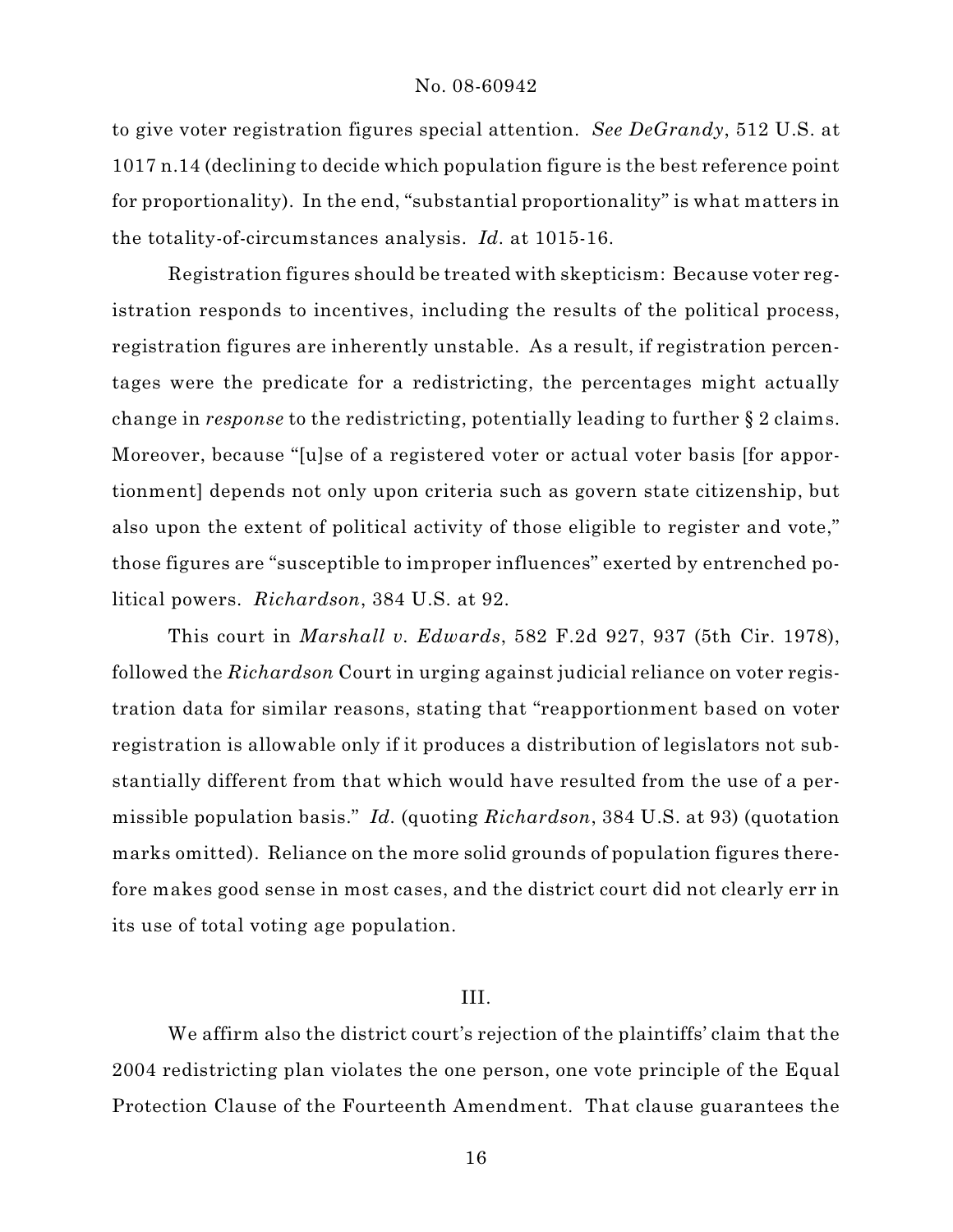to give voter registration figures special attention. *See DeGrandy*, 512 U.S. at 1017 n.14 (declining to decide which population figure is the best reference point for proportionality). In the end, "substantial proportionality" is what matters in the totality-of-circumstances analysis. *Id.* at 1015-16.

Registration figures should be treated with skepticism: Because voter registration responds to incentives, including the results of the political process, registration figures are inherently unstable. As a result, if registration percentages were the predicate for a redistricting, the percentages might actually change in *response* to the redistricting, potentially leading to further § 2 claims. Moreover, because "[u]se of a registered voter or actual voter basis [for apportionment] depends not only upon criteria such as govern state citizenship, but also upon the extent of political activity of those eligible to register and vote," those figures are "susceptible to improper influences" exerted by entrenched political powers. *Richardson*, 384 U.S. at 92.

This court in *Marshall v. Edwards*, 582 F.2d 927, 937 (5th Cir. 1978), followed the *Richardson* Court in urging against judicial reliance on voter registration data for similar reasons, stating that "reapportionment based on voter registration is allowable only if it produces a distribution of legislators not substantially different from that which would have resulted from the use of a permissible population basis." *Id.* (quoting *Richardson*, 384 U.S. at 93) (quotation marks omitted). Reliance on the more solid grounds of population figures therefore makes good sense in most cases, and the district court did not clearly err in its use of total voting age population.

## III.

We affirm also the district court's rejection of the plaintiffs' claim that the 2004 redistricting plan violates the one person, one vote principle of the Equal Protection Clause of the Fourteenth Amendment. That clause guarantees the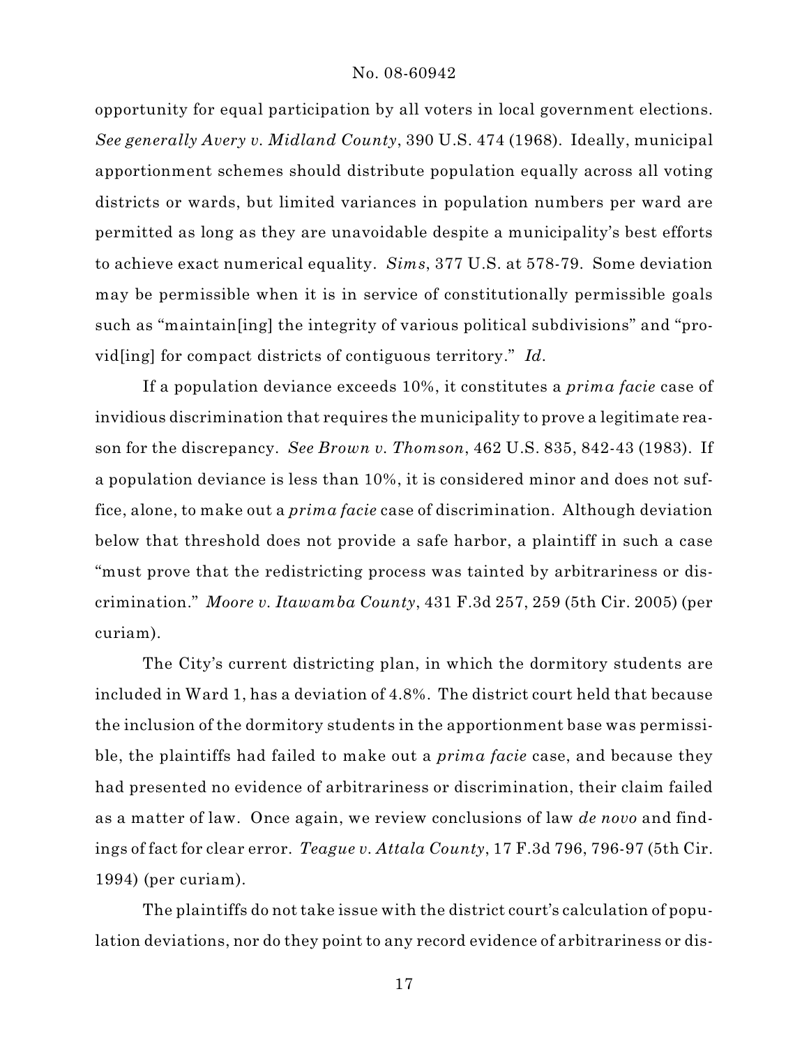opportunity for equal participation by all voters in local government elections. *See generally Avery v. Midland County*, 390 U.S. 474 (1968). Ideally, municipal apportionment schemes should distribute population equally across all voting districts or wards, but limited variances in population numbers per ward are permitted as long as they are unavoidable despite a municipality's best efforts to achieve exact numerical equality. *Sims*, 377 U.S. at 578-79. Some deviation may be permissible when it is in service of constitutionally permissible goals such as "maintain[ing] the integrity of various political subdivisions" and "provid[ing] for compact districts of contiguous territory." *Id*.

If a population deviance exceeds 10%, it constitutes a *prima facie* case of invidious discrimination that requires the municipality to prove a legitimate reason for the discrepancy. *See Brown v. Thomson*, 462 U.S. 835, 842-43 (1983). If a population deviance is less than 10%, it is considered minor and does not suffice, alone, to make out a *prima facie* case of discrimination. Although deviation below that threshold does not provide a safe harbor, a plaintiff in such a case "must prove that the redistricting process was tainted by arbitrariness or discrimination." *Moore v. Itawamba County*, 431 F.3d 257, 259 (5th Cir. 2005) (per curiam).

The City's current districting plan, in which the dormitory students are included in Ward 1, has a deviation of 4.8%. The district court held that because the inclusion of the dormitory students in the apportionment base was permissible, the plaintiffs had failed to make out a *prima facie* case, and because they had presented no evidence of arbitrariness or discrimination, their claim failed as a matter of law. Once again, we review conclusions of law *de novo* and findings of fact for clear error. *Teague v. Attala County*, 17 F.3d 796, 796-97 (5th Cir. 1994) (per curiam).

The plaintiffs do not take issue with the district court's calculation of population deviations, nor do they point to any record evidence of arbitrariness or dis-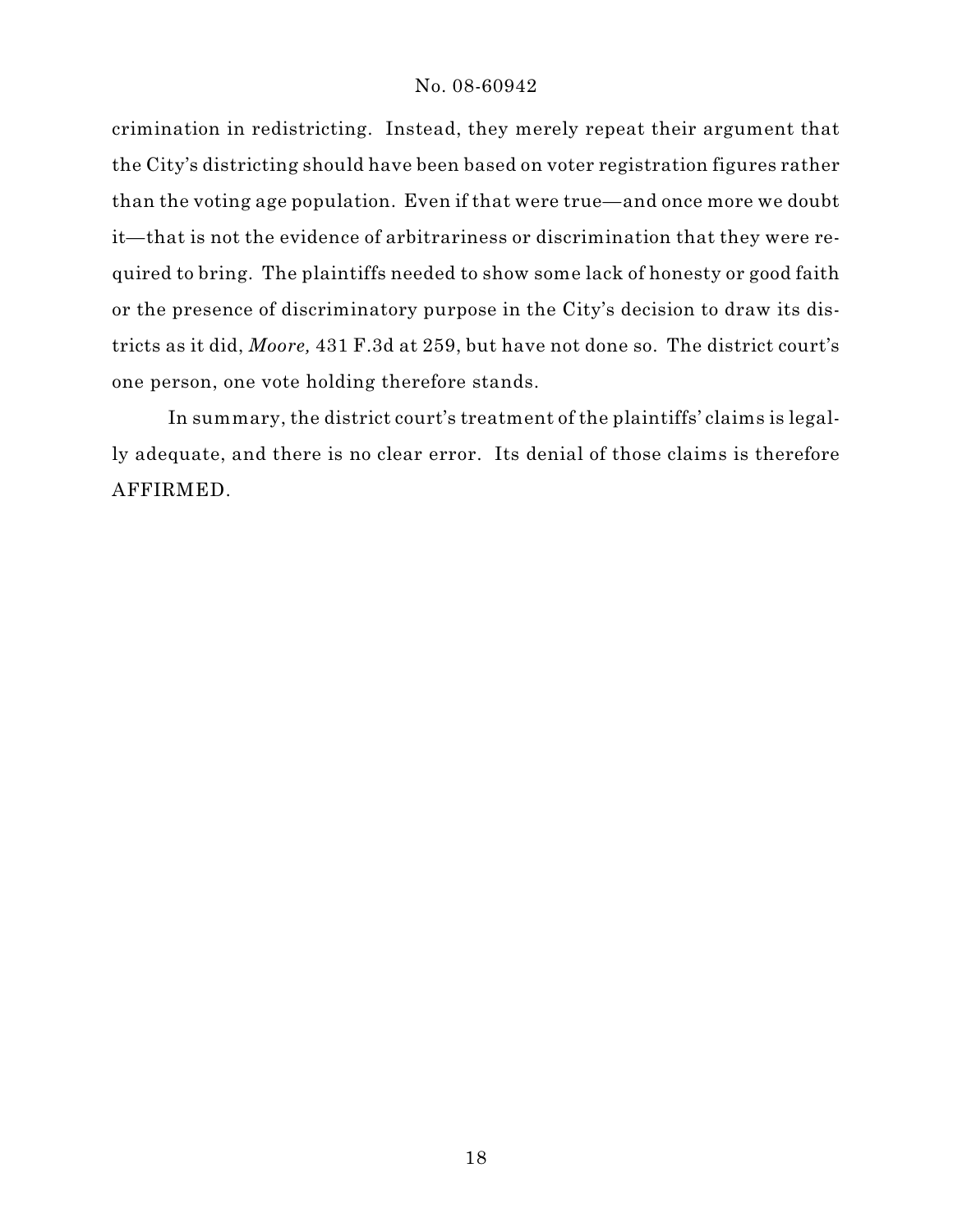crimination in redistricting. Instead, they merely repeat their argument that the City's districting should have been based on voter registration figures rather than the voting age population. Even if that were true—and once more we doubt it—that is not the evidence of arbitrariness or discrimination that they were required to bring. The plaintiffs needed to show some lack of honesty or good faith or the presence of discriminatory purpose in the City's decision to draw its districts as it did, *Moore,* 431 F.3d at 259, but have not done so. The district court's one person, one vote holding therefore stands.

In summary, the district court's treatment of the plaintiffs' claims is legally adequate, and there is no clear error. Its denial of those claims is therefore AFFIRMED.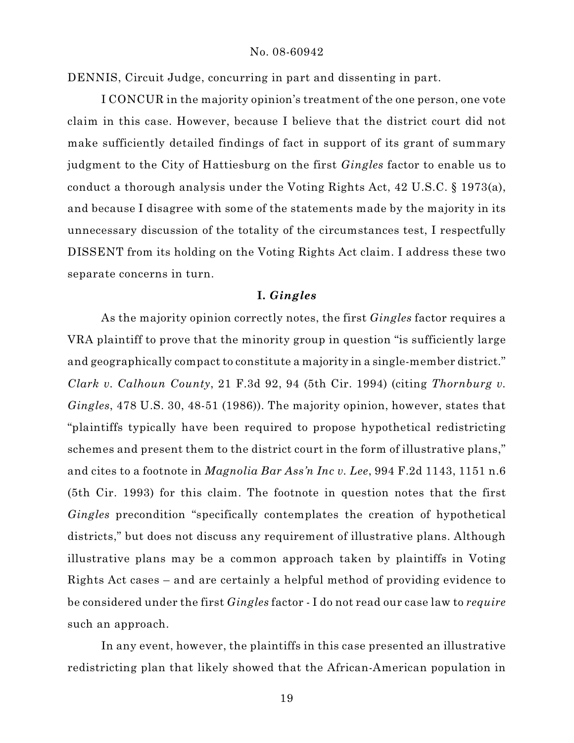DENNIS, Circuit Judge, concurring in part and dissenting in part.

I CONCUR in the majority opinion's treatment of the one person, one vote claim in this case. However, because I believe that the district court did not make sufficiently detailed findings of fact in support of its grant of summary judgment to the City of Hattiesburg on the first *Gingles* factor to enable us to conduct a thorough analysis under the Voting Rights Act, 42 U.S.C. § 1973(a), and because I disagree with some of the statements made by the majority in its unnecessary discussion of the totality of the circumstances test, I respectfully DISSENT from its holding on the Voting Rights Act claim. I address these two separate concerns in turn.

## I. *Gingles*

As the majority opinion correctly notes, the first *Gingles* factor requires a VRA plaintiff to prove that the minority group in question "is sufficiently large and geographically compact to constitute a majority in a single-member district." *Clark v. Calhoun County*, 21 F.3d 92, 94 (5th Cir. 1994) (citing *Thornburg v. Gingles*, 478 U.S. 30, 48-51 (1986)). The majority opinion, however, states that "plaintiffs typically have been required to propose hypothetical redistricting schemes and present them to the district court in the form of illustrative plans," and cites to a footnote in *Magnolia Bar Ass'n Inc v. Lee*, 994 F.2d 1143, 1151 n.6 (5th Cir. 1993) for this claim. The footnote in question notes that the first *Gingles* precondition "specifically contemplates the creation of hypothetical districts," but does not discuss any requirement of illustrative plans. Although illustrative plans may be a common approach taken by plaintiffs in Voting Rights Act cases – and are certainly a helpful method of providing evidence to be considered under the first *Gingles* factor - I do not read our case law to *require* such an approach.

In any event, however, the plaintiffs in this case presented an illustrative redistricting plan that likely showed that the African-American population in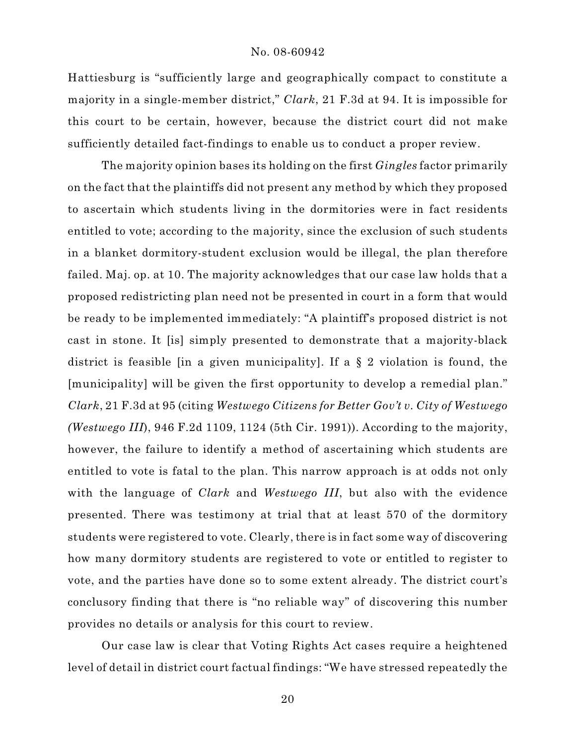Hattiesburg is "sufficiently large and geographically compact to constitute a majority in a single-member district," *Clark*, 21 F.3d at 94. It is impossible for this court to be certain, however, because the district court did not make sufficiently detailed fact-findings to enable us to conduct a proper review.

The majority opinion bases its holding on the first *Gingles* factor primarily on the fact that the plaintiffs did not present any method by which they proposed to ascertain which students living in the dormitories were in fact residents entitled to vote; according to the majority, since the exclusion of such students in a blanket dormitory-student exclusion would be illegal, the plan therefore failed. Maj. op. at 10. The majority acknowledges that our case law holds that a proposed redistricting plan need not be presented in court in a form that would be ready to be implemented immediately: "A plaintiff's proposed district is not cast in stone. It [is] simply presented to demonstrate that a majority-black district is feasible [in a given municipality]. If a § 2 violation is found, the [municipality] will be given the first opportunity to develop a remedial plan." *Clark*, 21 F.3d at 95 (citing *Westwego Citizens for Better Gov't v. City of Westwego (Westwego III)*, 946 F.2d 1109, 1124 (5th Cir. 1991)). According to the majority, however, the failure to identify a method of ascertaining which students are entitled to vote is fatal to the plan. This narrow approach is at odds not only with the language of *Clark* and *Westwego III*, but also with the evidence presented. There was testimony at trial that at least 570 of the dormitory students were registered to vote. Clearly, there is in fact some way of discovering how many dormitory students are registered to vote or entitled to register to vote, and the parties have done so to some extent already. The district court's conclusory finding that there is "no reliable way" of discovering this number provides no details or analysis for this court to review.

Our case law is clear that Voting Rights Act cases require a heightened level of detail in district court factual findings: "We have stressed repeatedly the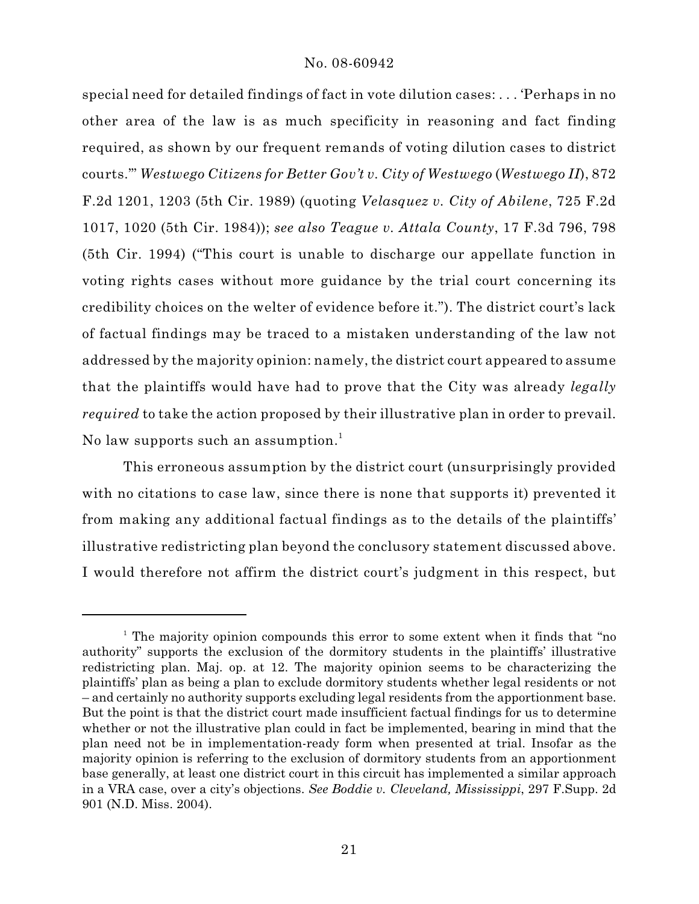special need for detailed findings of fact in vote dilution cases: . . . 'Perhaps in no other area of the law is as much specificity in reasoning and fact finding required, as shown by our frequent remands of voting dilution cases to district courts.'" *Westwego Citizens for Better Gov't v. City of Westwego* (*Westwego II*), 872 F.2d 1201, 1203 (5th Cir. 1989) (quoting *Velasquez v. City of Abilene*, 725 F.2d 1017, 1020 (5th Cir. 1984)); *see also Teague v. Attala County*, 17 F.3d 796, 798 (5th Cir. 1994) ("This court is unable to discharge our appellate function in voting rights cases without more guidance by the trial court concerning its credibility choices on the welter of evidence before it."). The district court's lack of factual findings may be traced to a mistaken understanding of the law not addressed by the majority opinion: namely, the district court appeared to assume that the plaintiffs would have had to prove that the City was already *legally required* to take the action proposed by their illustrative plan in order to prevail. No law supports such an assumption.[1]

This erroneous assumption by the district court (unsurprisingly provided with no citations to case law, since there is none that supports it) prevented it from making any additional factual findings as to the details of the plaintiffs' illustrative redistricting plan beyond the conclusory statement discussed above. I would therefore not affirm the district court's judgment in this respect, but

---

[1] The majority opinion compounds this error to some extent when it finds that "no authority" supports the exclusion of the dormitory students in the plaintiffs' illustrative redistricting plan. Maj. op. at 12. The majority opinion seems to be characterizing the plaintiffs' plan as being a plan to exclude dormitory students whether legal residents or not – and certainly no authority supports excluding legal residents from the apportionment base. But the point is that the district court made insufficient factual findings for us to determine whether or not the illustrative plan could in fact be implemented, bearing in mind that the plan need not be in implementation-ready form when presented at trial. Insofar as the majority opinion is referring to the exclusion of dormitory students from an apportionment base generally, at least one district court in this circuit has implemented a similar approach in a VRA case, over a city's objections. *See Boddie v. Cleveland, Mississippi*, 297 F.Supp. 2d 901 (N.D. Miss. 2004).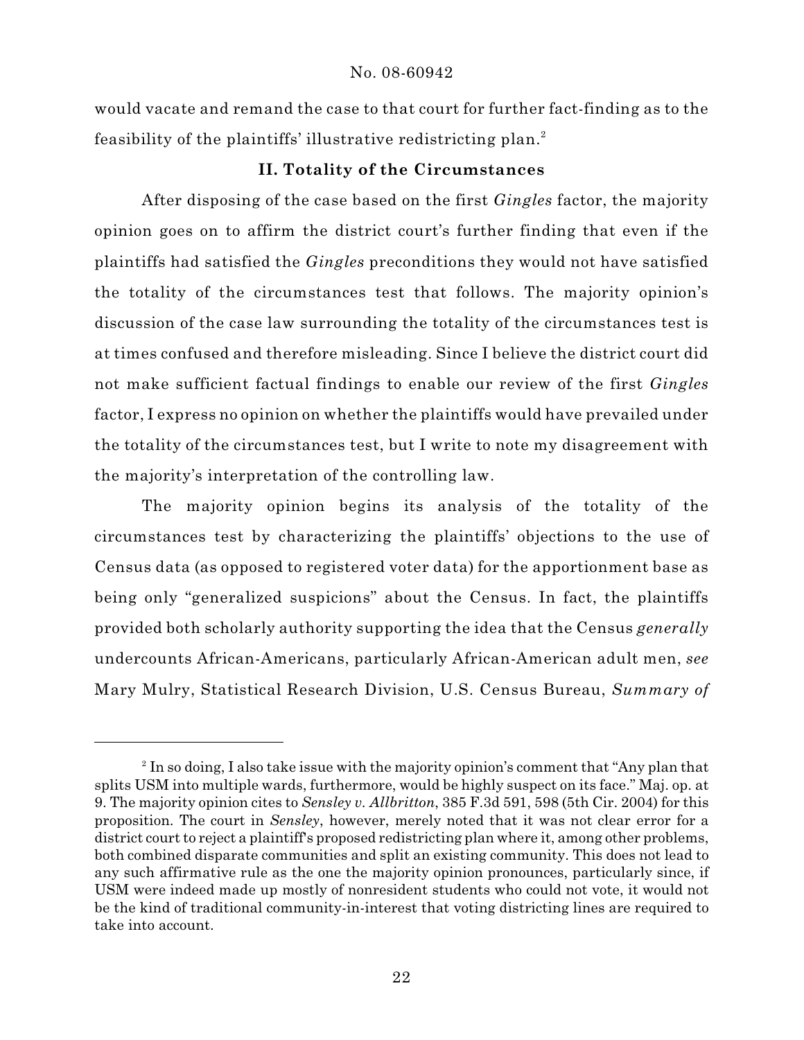would vacate and remand the case to that court for further fact-finding as to the feasibility of the plaintiffs' illustrative redistricting plan.[2]

## II. Totality of the Circumstances

After disposing of the case based on the first *Gingles* factor, the majority opinion goes on to affirm the district court's further finding that even if the plaintiffs had satisfied the *Gingles* preconditions they would not have satisfied the totality of the circumstances test that follows. The majority opinion's discussion of the case law surrounding the totality of the circumstances test is at times confused and therefore misleading. Since I believe the district court did not make sufficient factual findings to enable our review of the first *Gingles* factor, I express no opinion on whether the plaintiffs would have prevailed under the totality of the circumstances test, but I write to note my disagreement with the majority's interpretation of the controlling law.

The majority opinion begins its analysis of the totality of the circumstances test by characterizing the plaintiffs' objections to the use of Census data (as opposed to registered voter data) for the apportionment base as being only "generalized suspicions" about the Census. In fact, the plaintiffs provided both scholarly authority supporting the idea that the Census *generally* undercounts African-Americans, particularly African-American adult men, *see* Mary Mulry, Statistical Research Division, U.S. Census Bureau, *Summary of*

---

[2] In so doing, I also take issue with the majority opinion's comment that "Any plan that splits USM into multiple wards, furthermore, would be highly suspect on its face." Maj. op. at 9. The majority opinion cites to *Sensley v. Allbritton*, 385 F.3d 591, 598 (5th Cir. 2004) for this proposition. The court in *Sensley*, however, merely noted that it was not clear error for a district court to reject a plaintiff's proposed redistricting plan where it, among other problems, both combined disparate communities and split an existing community. This does not lead to any such affirmative rule as the one the majority opinion pronounces, particularly since, if USM were indeed made up mostly of nonresident students who could not vote, it would not be the kind of traditional community-in-interest that voting districting lines are required to take into account.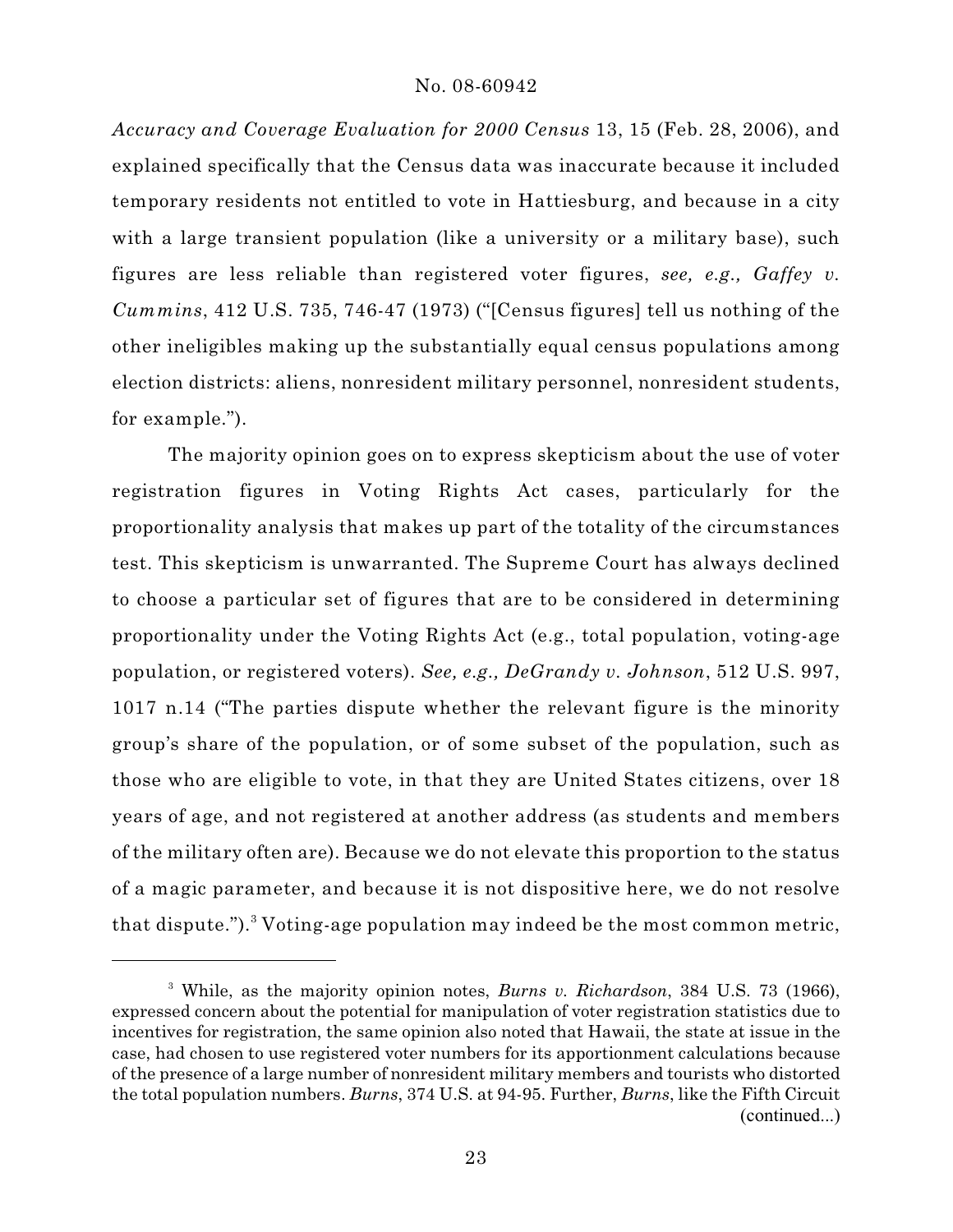*Accuracy and Coverage Evaluation for 2000 Census* 13, 15 (Feb. 28, 2006), and explained specifically that the Census data was inaccurate because it included temporary residents not entitled to vote in Hattiesburg, and because in a city with a large transient population (like a university or a military base), such figures are less reliable than registered voter figures, *see, e.g., Gaffey v. Cummins*, 412 U.S. 735, 746-47 (1973) ("[Census figures] tell us nothing of the other ineligibles making up the substantially equal census populations among election districts: aliens, nonresident military personnel, nonresident students, for example.").

The majority opinion goes on to express skepticism about the use of voter registration figures in Voting Rights Act cases, particularly for the proportionality analysis that makes up part of the totality of the circumstances test. This skepticism is unwarranted. The Supreme Court has always declined to choose a particular set of figures that are to be considered in determining proportionality under the Voting Rights Act (e.g., total population, voting-age population, or registered voters). *See, e.g., DeGrandy v. Johnson*, 512 U.S. 997, 1017 n.14 ("The parties dispute whether the relevant figure is the minority group's share of the population, or of some subset of the population, such as those who are eligible to vote, in that they are United States citizens, over 18 years of age, and not registered at another address (as students and members of the military often are). Because we do not elevate this proportion to the status of a magic parameter, and because it is not dispositive here, we do not resolve that dispute.").[3] Voting-age population may indeed be the most common metric,

[3] While, as the majority opinion notes, *Burns v. Richardson*, 384 U.S. 73 (1966), expressed concern about the potential for manipulation of voter registration statistics due to incentives for registration, the same opinion also noted that Hawaii, the state at issue in the case, had chosen to use registered voter numbers for its apportionment calculations because of the presence of a large number of nonresident military members and tourists who distorted the total population numbers. *Burns*, 374 U.S. at 94-95. Further, *Burns*, like the Fifth Circuit (continued...)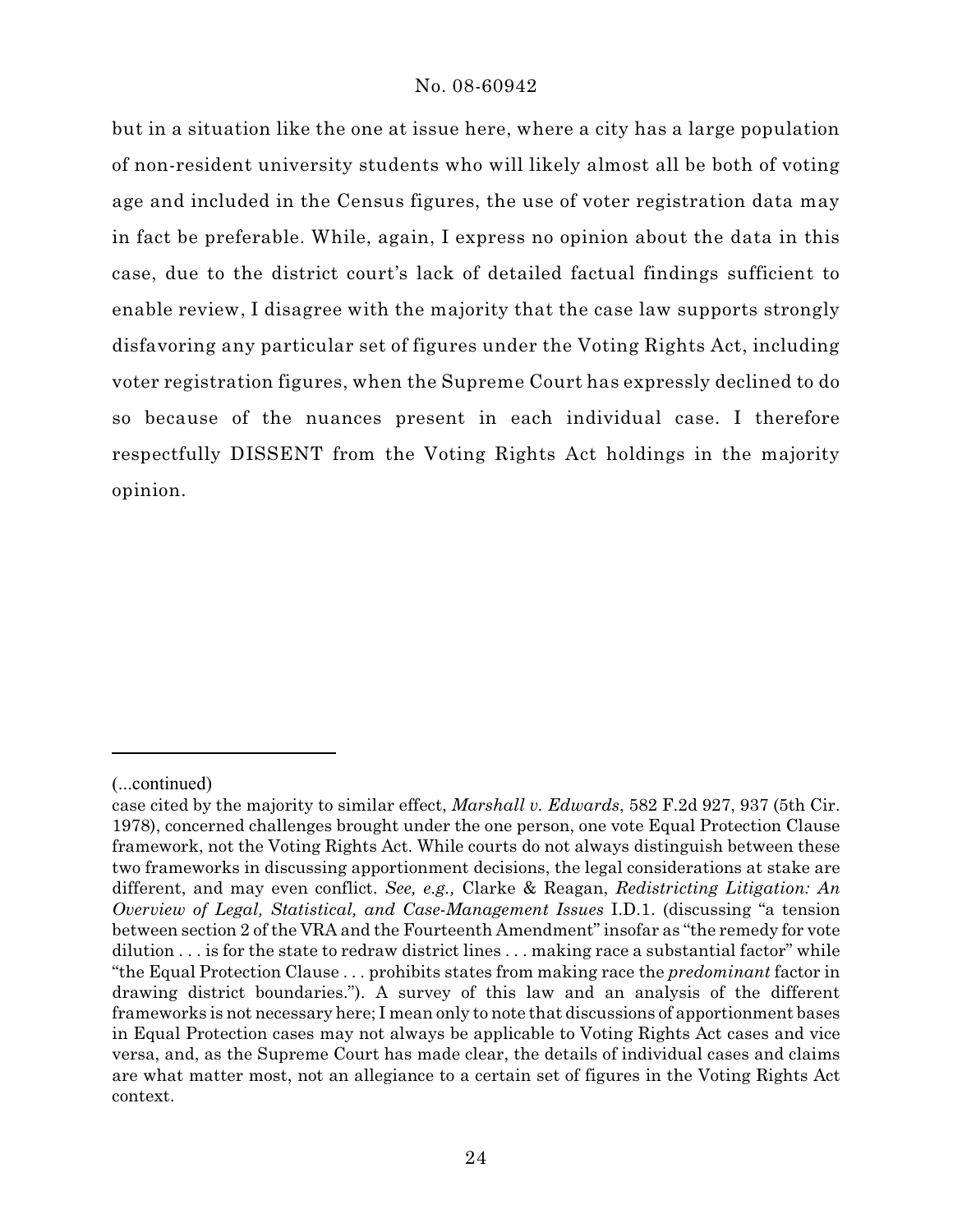but in a situation like the one at issue here, where a city has a large population of non-resident university students who will likely almost all be both of voting age and included in the Census figures, the use of voter registration data may in fact be preferable. While, again, I express no opinion about the data in this case, due to the district court's lack of detailed factual findings sufficient to enable review, I disagree with the majority that the case law supports strongly disfavoring any particular set of figures under the Voting Rights Act, including voter registration figures, when the Supreme Court has expressly declined to do so because of the nuances present in each individual case. I therefore respectfully DISSENT from the Voting Rights Act holdings in the majority opinion.

---

(...continued)

case cited by the majority to similar effect, *Marshall v. Edwards*, 582 F.2d 927, 937 (5th Cir. 1978), concerned challenges brought under the one person, one vote Equal Protection Clause framework, not the Voting Rights Act. While courts do not always distinguish between these two frameworks in discussing apportionment decisions, the legal considerations at stake are different, and may even conflict. *See, e.g.,* Clarke & Reagan, *Redistricting Litigation: An Overview of Legal, Statistical, and Case-Management Issues* I.D.1. (discussing "a tension between section 2 of the VRA and the Fourteenth Amendment" insofar as "the remedy for vote dilution . . . is for the state to redraw district lines . . . making race a substantial factor" while "the Equal Protection Clause . . . prohibits states from making race the *predominant* factor in drawing district boundaries."). A survey of this law and an analysis of the different frameworks is not necessary here; I mean only to note that discussions of apportionment bases in Equal Protection cases may not always be applicable to Voting Rights Act cases and vice versa, and, as the Supreme Court has made clear, the details of individual cases and claims are what matter most, not an allegiance to a certain set of figures in the Voting Rights Act context.